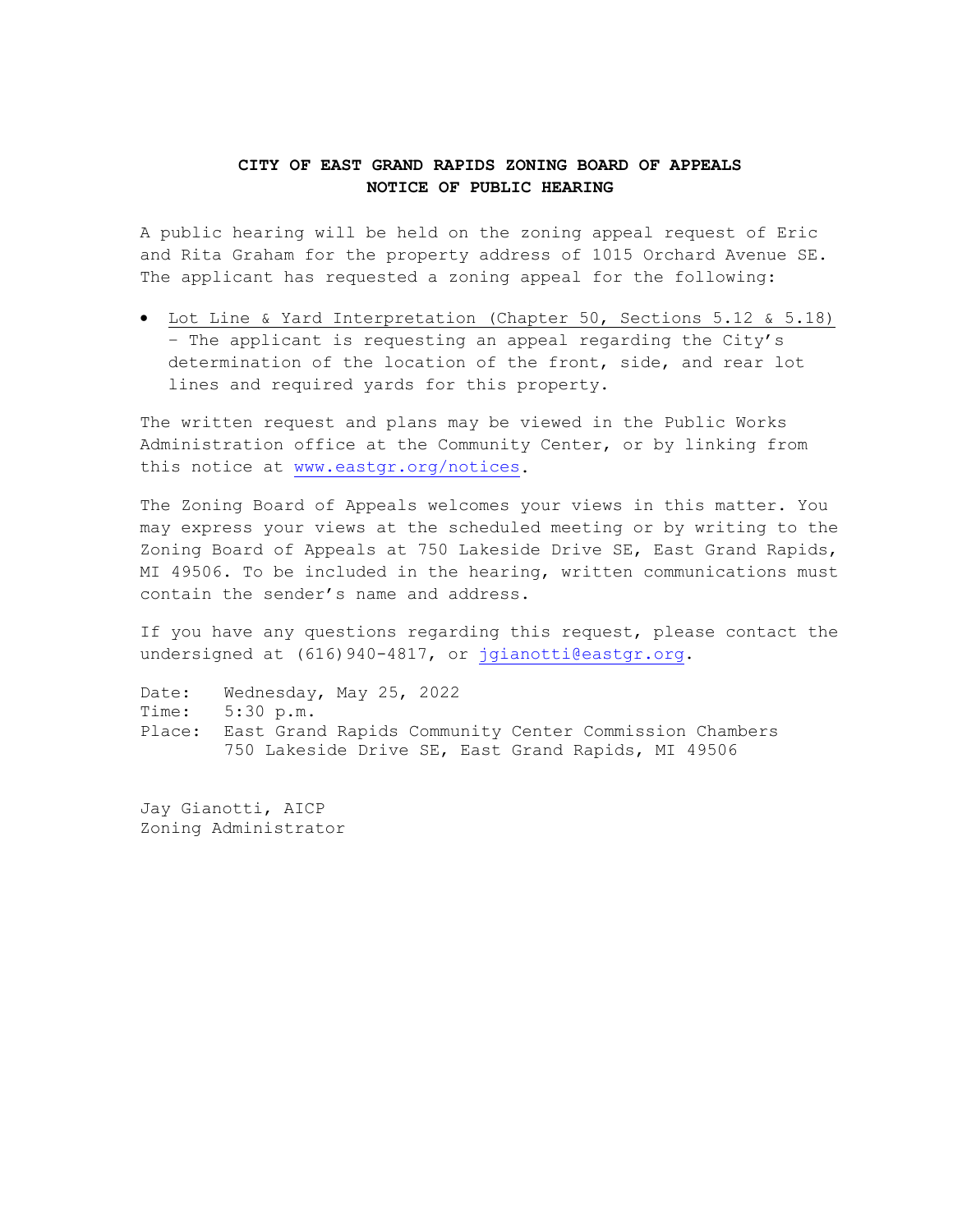**CITY OF EAST GRAND RAPIDS ZONING BOARD OF APPEALS**
**NOTICE OF PUBLIC HEARING**

A public hearing will be held on the zoning appeal request of Eric and Rita Graham for the property address of 1015 Orchard Avenue SE. The applicant has requested a zoning appeal for the following:

- Lot Line & Yard Interpretation (Chapter 50, Sections 5.12 & 5.18) – The applicant is requesting an appeal regarding the City's determination of the location of the front, side, and rear lot lines and required yards for this property.

The written request and plans may be viewed in the Public Works Administration office at the Community Center, or by linking from this notice at www.eastgr.org/notices.

The Zoning Board of Appeals welcomes your views in this matter. You may express your views at the scheduled meeting or by writing to the Zoning Board of Appeals at 750 Lakeside Drive SE, East Grand Rapids, MI 49506. To be included in the hearing, written communications must contain the sender's name and address.

If you have any questions regarding this request, please contact the undersigned at (616)940-4817, or jgianotti@eastgr.org.

Date: Wednesday, May 25, 2022
Time: 5:30 p.m.
Place: East Grand Rapids Community Center Commission Chambers
750 Lakeside Drive SE, East Grand Rapids, MI 49506

Jay Gianotti, AICP
Zoning Administrator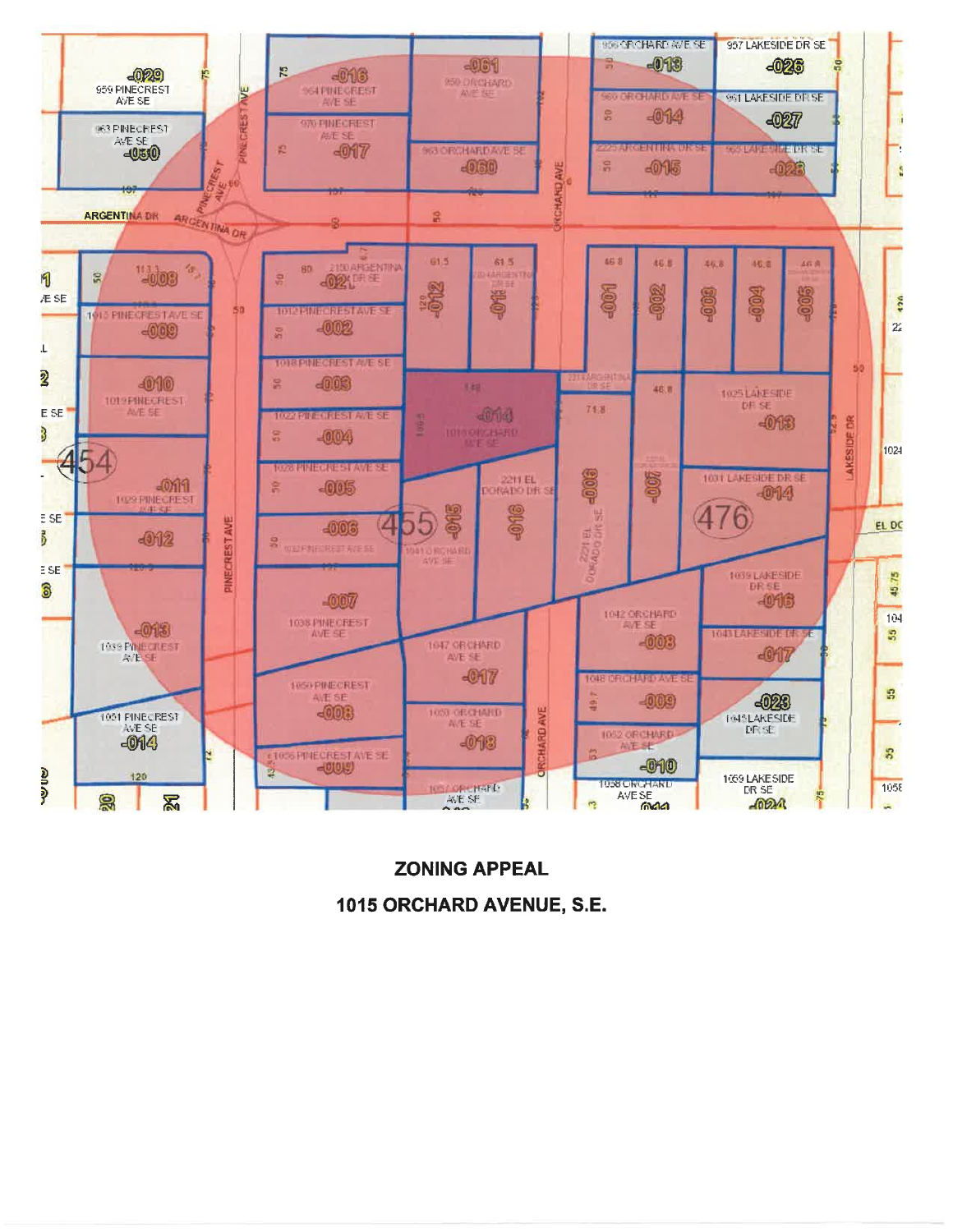**ZONING APPEAL**

**1015 ORCHARD AVENUE, S.E.**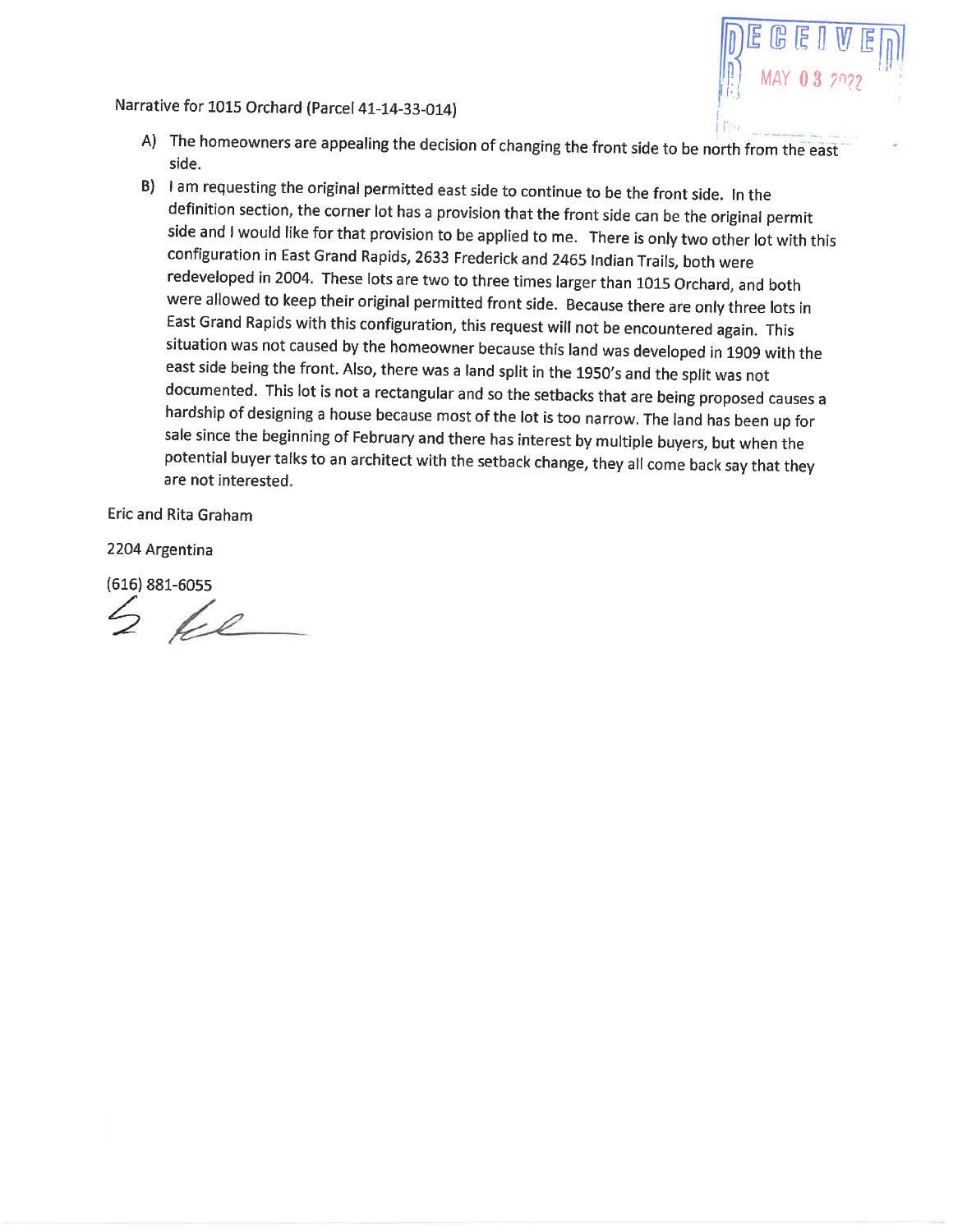RECEIVED MAY 03 2022

Narrative for 1015 Orchard (Parcel 41-14-33-014)

A) The homeowners are appealing the decision of changing the front side to be north from the east side.
B) I am requesting the original permitted east side to continue to be the front side. In the definition section, the corner lot has a provision that the front side can be the original permit side and I would like for that provision to be applied to me. There is only two other lot with this configuration in East Grand Rapids, 2633 Frederick and 2465 Indian Trails, both were redeveloped in 2004. These lots are two to three times larger than 1015 Orchard, and both were allowed to keep their original permitted front side. Because there are only three lots in East Grand Rapids with this configuration, this request will not be encountered again. This situation was not caused by the homeowner because this land was developed in 1909 with the east side being the front. Also, there was a land split in the 1950's and the split was not documented. This lot is not a rectangular and so the setbacks that are being proposed causes a hardship of designing a house because most of the lot is too narrow. The land has been up for sale since the beginning of February and there has interest by multiple buyers, but when the potential buyer talks to an architect with the setback change, they all come back say that they are not interested.

Eric and Rita Graham

2204 Argentina

(616) 881-6055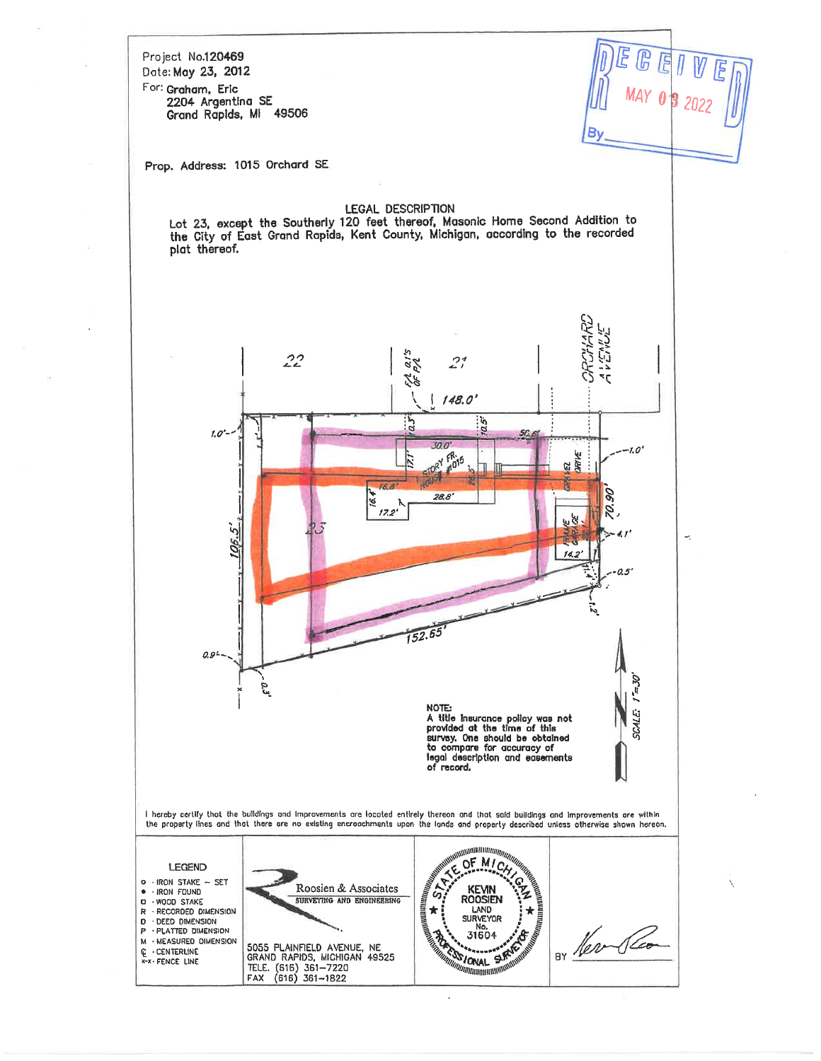Project No.120469
Date: May 23, 2012
For: Graham, Eric
2204 Argentina SE
Grand Rapids, MI 49506

RECEIVED
MAY 03 2022
By

Prop. Address: 1015 Orchard SE

## LEGAL DESCRIPTION

Lot 23, except the Southerly 120 feet thereof, Masonic Home Second Addition to the City of East Grand Rapids, Kent County, Michigan, according to the recorded plat thereof.

22 | 21 | 23

ORCHARD AVENUE

148.0' | 152.65' | 106.5' | 70.90' | 50.6' | 30.0' | 28.8' | 16.8' | 16.4' | 17.2' | 17.1' | 26.5' | 14.2' | 1.0' | 4.1' | 0.5' | 0.9' | 0.3'

F/A 0.15 OF P/L

STORY FR. HOUSE #1015

GRAVEL DRIVE

FRAME GARAGE

NOTE:
A title insurance policy was not provided at the time of this survey. One should be obtained to compare for accuracy of legal description and easements of record.

SCALE: 1"=30'

I hereby certify that the buildings and improvements are located entirely thereon and that said buildings and improvements are within the property lines and that there are no existing encroachments upon the lands and property described unless otherwise shown hereon.

**LEGEND**

- o · IRON STAKE – SET
- • · IRON FOUND
- □ · WOOD STAKE
- R · RECORDED DIMENSION
- D · DEED DIMENSION
- P · PLATTED DIMENSION
- M · MEASURED DIMENSION
- ℄ · CENTERLINE
- x-x · FENCE LINE

Roosien & Associates
SURVEYING AND ENGINEERING
5055 PLAINFIELD AVENUE, NE
GRAND RAPIDS, MICHIGAN 49525
TELE. (616) 361-7220
FAX (616) 361-1822

STATE OF MICHIGAN
KEVIN ROOSIEN
LAND SURVEYOR
No. 31604
PROFESSIONAL SURVEYOR

BY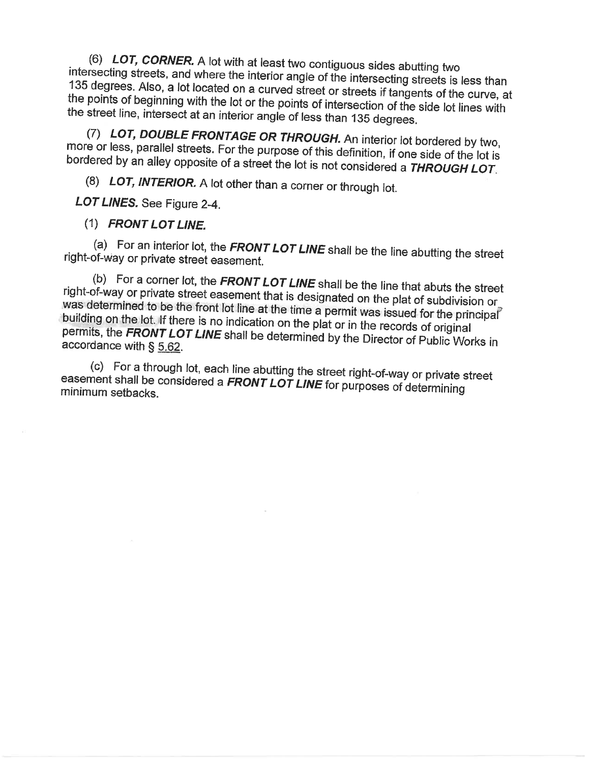(6) ***LOT, CORNER.*** A lot with at least two contiguous sides abutting two intersecting streets, and where the interior angle of the intersecting streets is less than 135 degrees. Also, a lot located on a curved street or streets if tangents of the curve, at the points of beginning with the lot or the points of intersection of the side lot lines with the street line, intersect at an interior angle of less than 135 degrees.

(7) ***LOT, DOUBLE FRONTAGE OR THROUGH.*** An interior lot bordered by two, more or less, parallel streets. For the purpose of this definition, if one side of the lot is bordered by an alley opposite of a street the lot is not considered a ***THROUGH LOT***.

(8) ***LOT, INTERIOR.*** A lot other than a corner or through lot.

***LOT LINES.*** See Figure 2-4.

(1) ***FRONT LOT LINE.***

(a) For an interior lot, the ***FRONT LOT LINE*** shall be the line abutting the street right-of-way or private street easement.

(b) For a corner lot, the ***FRONT LOT LINE*** shall be the line that abuts the street right-of-way or private street easement that is designated on the plat of subdivision or was determined to be the front lot line at the time a permit was issued for the principal building on the lot. If there is no indication on the plat or in the records of original permits, the ***FRONT LOT LINE*** shall be determined by the Director of Public Works in accordance with § 5.62.

(c) For a through lot, each line abutting the street right-of-way or private street easement shall be considered a ***FRONT LOT LINE*** for purposes of determining minimum setbacks.